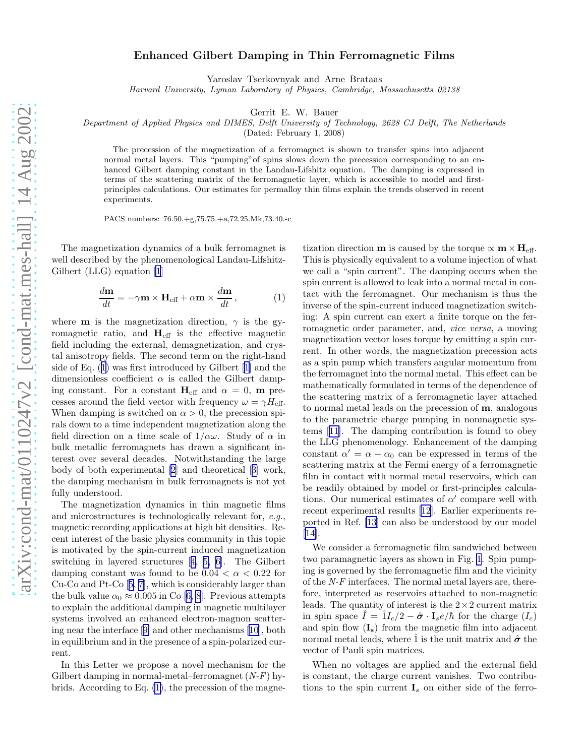# Enhanced Gilbert Damping in Thin Ferromagnetic Films

Yaroslav Tserkovnyak and Arne Brataas

*Harvard University, Lyman Laboratory of Physics, Cambridge, Massachusetts 02138*

Gerrit E. W. Bauer

*Department of Applied Physics and DIMES, Delft University of Technology, 2628 CJ Delft, The Netherlands*

(Dated: February 1, 2008)

The precession of the magnetization of a ferromagnet is shown to transfer spins into adjacent normal metal layers. This "pumping"of spins slows down the precession corresponding to an enhanced Gilbert damping constant in the Landau-Lifshitz equation. The damping is expressed in terms of the scattering matrix of the ferromagnetic layer, which is accessible to model and first-principles calculations. Our estimates for permalloy thin films explain the trends observed in recent experiments.

PACS numbers: 76.50.+g,75.75.+a,72.25.Mk,73.40.-c

The magnetization dynamics of a bulk ferromagnet is well described by the phenomenological Landau-Lifshitz-Gilbert (LLG) equation [1]

$$\frac{d\mathbf{m}}{dt} = -\gamma \mathbf{m} \times \mathbf{H}_{\text{eff}} + \alpha \mathbf{m} \times \frac{d\mathbf{m}}{dt}\,, \tag{1}$$

where $\mathbf{m}$ is the magnetization direction, $\gamma$ is the gyromagnetic ratio, and $\mathbf{H}_{\text{eff}}$ is the effective magnetic field including the external, demagnetization, and crystal anisotropy fields. The second term on the right-hand side of Eq. (1) was first introduced by Gilbert [1] and the dimensionless coefficient $\alpha$ is called the Gilbert damping constant. For a constant $\mathbf{H}_{\text{eff}}$ and $\alpha = 0$, $\mathbf{m}$ precesses around the field vector with frequency $\omega = \gamma H_{\text{eff}}$. When damping is switched on $\alpha > 0$, the precession spirals down to a time independent magnetization along the field direction on a time scale of $1/\alpha\omega$. Study of $\alpha$ in bulk metallic ferromagnets has drawn a significant interest over several decades. Notwithstanding the large body of both experimental [2] and theoretical [3] work, the damping mechanism in bulk ferromagnets is not yet fully understood.

The magnetization dynamics in thin magnetic films and microstructures is technologically relevant for, *e.g.*, magnetic recording applications at high bit densities. Recent interest of the basic physics community in this topic is motivated by the spin-current induced magnetization switching in layered structures [4, 5, 6]. The Gilbert damping constant was found to be $0.04 < \alpha < 0.22$ for Cu-Co and Pt-Co [5, 7], which is considerably larger than the bulk value $\alpha_0 \approx 0.005$ in Co [6, 8]. Previous attempts to explain the additional damping in magnetic multilayer systems involved an enhanced electron-magnon scattering near the interface [9] and other mechanisms [10], both in equilibrium and in the presence of a spin-polarized current.

In this Letter we propose a novel mechanism for the Gilbert damping in normal-metal–ferromagnet ($N$-$F$) hybrids. According to Eq. (1), the precession of the magnetization direction $\mathbf{m}$ is caused by the torque $\propto \mathbf{m} \times \mathbf{H}_{\text{eff}}$. This is physically equivalent to a volume injection of what we call a "spin current". The damping occurs when the spin current is allowed to leak into a normal metal in contact with the ferromagnet. Our mechanism is thus the inverse of the spin-current induced magnetization switching: A spin current can exert a finite torque on the ferromagnetic order parameter, and, *vice versa*, a moving magnetization vector loses torque by emitting a spin current. In other words, the magnetization precession acts as a spin pump which transfers angular momentum from the ferromagnet into the normal metal. This effect can be mathematically formulated in terms of the dependence of the scattering matrix of a ferromagnetic layer attached to normal metal leads on the precession of $\mathbf{m}$, analogous to the parametric charge pumping in nonmagnetic systems [11]. The damping contribution is found to obey the LLG phenomenology. Enhancement of the damping constant $\alpha' = \alpha - \alpha_0$ can be expressed in terms of the scattering matrix at the Fermi energy of a ferromagnetic film in contact with normal metal reservoirs, which can be readily obtained by model or first-principles calculations. Our numerical estimates of $\alpha'$ compare well with recent experimental results [12]. Earlier experiments reported in Ref. [13] can also be understood by our model [14].

We consider a ferromagnetic film sandwiched between two paramagnetic layers as shown in Fig. 1. Spin pumping is governed by the ferromagnetic film and the vicinity of the $N$-$F$ interfaces. The normal metal layers are, therefore, interpreted as reservoirs attached to non-magnetic leads. The quantity of interest is the $2 \times 2$ current matrix in spin space $\hat{I} = \hat{1} I_c/2 - \hat{\boldsymbol{\sigma}} \cdot \mathbf{I}_s e/\hbar$ for the charge ($I_c$) and spin flow ($\mathbf{I_s}$) from the magnetic film into adjacent normal metal leads, where $\hat{1}$ is the unit matrix and $\hat{\boldsymbol{\sigma}}$ the vector of Pauli spin matrices.

When no voltages are applied and the external field is constant, the charge current vanishes. Two contributions to the spin current $\mathbf{I}_s$ on either side of the ferro-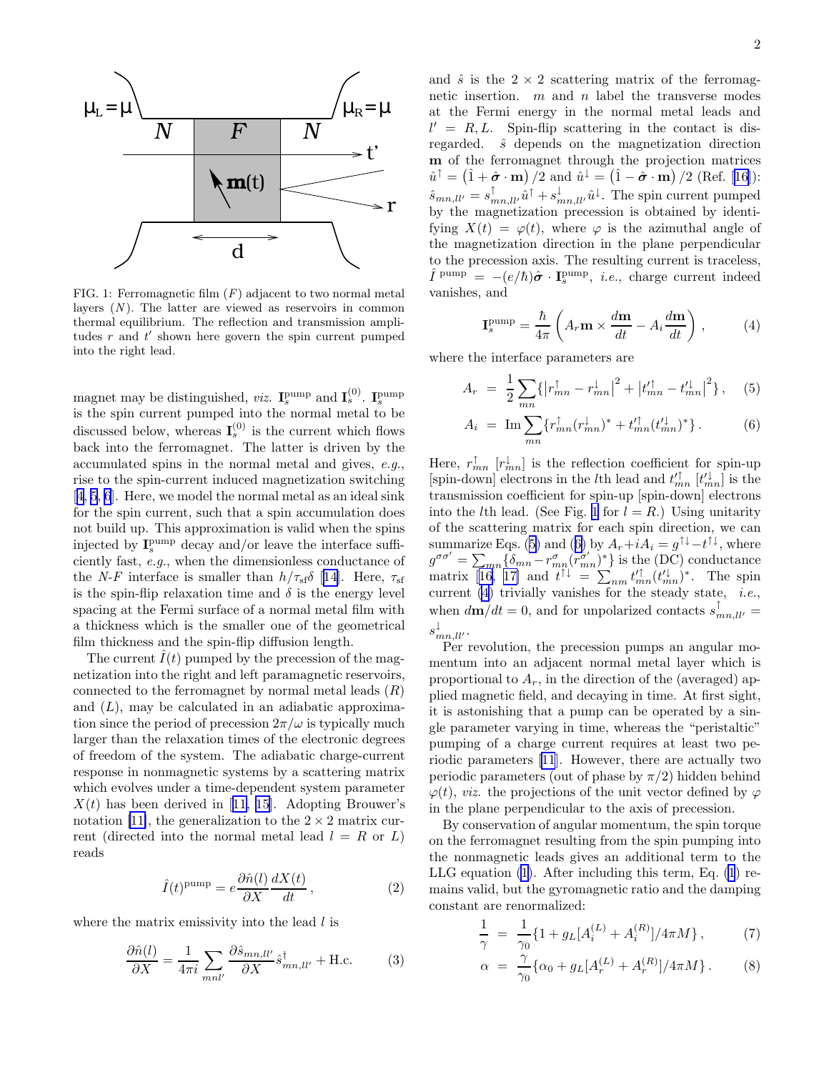FIG. 1: Ferromagnetic film ($F$) adjacent to two normal metal layers ($N$). The latter are viewed as reservoirs in common thermal equilibrium. The reflection and transmission amplitudes $r$ and $t'$ shown here govern the spin current pumped into the right lead.

magnet may be distinguished, *viz.* $\mathbf{I}_s^{\rm pump}$ and $\mathbf{I}_s^{(0)}$. $\mathbf{I}_s^{\rm pump}$ is the spin current pumped into the normal metal to be discussed below, whereas $\mathbf{I}_s^{(0)}$ is the current which flows back into the ferromagnet. The latter is driven by the accumulated spins in the normal metal and gives, *e.g.*, rise to the spin-current induced magnetization switching [4, 5, 6]. Here, we model the normal metal as an ideal sink for the spin current, such that a spin accumulation does not build up. This approximation is valid when the spins injected by $\mathbf{I}_s^{\rm pump}$ decay and/or leave the interface sufficiently fast, *e.g.*, when the dimensionless conductance of the *N-F* interface is smaller than $h/\tau_{\rm sf}\delta$ [14]. Here, $\tau_{\rm sf}$ is the spin-flip relaxation time and $\delta$ is the energy level spacing at the Fermi surface of a normal metal film with a thickness which is the smaller one of the geometrical film thickness and the spin-flip diffusion length.

The current $\hat{I}(t)$ pumped by the precession of the magnetization into the right and left paramagnetic reservoirs, connected to the ferromagnet by normal metal leads ($R$) and ($L$), may be calculated in an adiabatic approximation since the period of precession $2\pi/\omega$ is typically much larger than the relaxation times of the electronic degrees of freedom of the system. The adiabatic charge-current response in nonmagnetic systems by a scattering matrix which evolves under a time-dependent system parameter $X(t)$ has been derived in [11, 15]. Adopting Brouwer's notation [11], the generalization to the $2\times 2$ matrix current (directed into the normal metal lead $l=R$ or $L$) reads

$$\hat{I}(t)^{\rm pump} = e\frac{\partial \hat{n}(l)}{\partial X}\frac{dX(t)}{dt}\,, \tag{2}$$

where the matrix emissivity into the lead $l$ is

$$\frac{\partial \hat{n}(l)}{\partial X} = \frac{1}{4\pi i}\sum_{mnl'}\frac{\partial \hat{s}_{mn,ll'}}{\partial X}\hat{s}^{\dagger}_{mn,ll'} + \text{H.c.} \tag{3}$$

and $\hat{s}$ is the $2\times 2$ scattering matrix of the ferromagnetic insertion. $m$ and $n$ label the transverse modes at the Fermi energy in the normal metal leads and $l'=R,L$. Spin-flip scattering in the contact is disregarded. $\hat{s}$ depends on the magnetization direction $\mathbf{m}$ of the ferromagnet through the projection matrices $\hat{u}^{\uparrow} = \left(\hat{1}+\hat{\boldsymbol{\sigma}}\cdot\mathbf{m}\right)/2$ and $\hat{u}^{\downarrow} = \left(\hat{1}-\hat{\boldsymbol{\sigma}}\cdot\mathbf{m}\right)/2$ (Ref. [16]): $\hat{s}_{mn,ll'} = s^{\uparrow}_{mn,ll'}\hat{u}^{\uparrow} + s^{\downarrow}_{mn,ll'}\hat{u}^{\downarrow}$. The spin current pumped by the magnetization precession is obtained by identifying $X(t)=\varphi(t)$, where $\varphi$ is the azimuthal angle of the magnetization direction in the plane perpendicular to the precession axis. The resulting current is traceless, $\hat{I}^{\rm \ pump} = -(e/\hbar)\hat{\boldsymbol{\sigma}}\cdot\mathbf{I}_s^{\rm pump}$, *i.e.*, charge current indeed vanishes, and

$$\mathbf{I}_s^{\rm pump} = \frac{\hbar}{4\pi}\left(A_r\mathbf{m}\times\frac{d\mathbf{m}}{dt} - A_i\frac{d\mathbf{m}}{dt}\right)\,, \tag{4}$$

where the interface parameters are

$$A_r = \frac{1}{2}\sum_{mn}\{\left|r^{\uparrow}_{mn}-r^{\downarrow}_{mn}\right|^2 + \left|t'^{\uparrow}_{mn}-t'^{\downarrow}_{mn}\right|^2\}\,, \tag{5}$$

$$A_i = \text{Im}\sum_{mn}\{r^{\uparrow}_{mn}(r^{\downarrow}_{mn})^* + t'^{\uparrow}_{mn}(t'^{\downarrow}_{mn})^*\}\,. \tag{6}$$

Here, $r^{\uparrow}_{mn}$ [$r^{\downarrow}_{mn}$] is the reflection coefficient for spin-up [spin-down] electrons in the $l$th lead and $t'^{\uparrow}_{mn}$ [$t'^{\downarrow}_{mn}$] is the transmission coefficient for spin-up [spin-down] electrons into the $l$th lead. (See Fig. 1 for $l=R$.) Using unitarity of the scattering matrix for each spin direction, we can summarize Eqs. (5) and (6) by $A_r+iA_i = g^{\uparrow\downarrow}-t^{\uparrow\downarrow}$, where $g^{\sigma\sigma'} = \sum_{mn}\{\delta_{mn}-r^{\sigma}_{mn}(r^{\sigma'}_{mn})^*\}$ is the (DC) conductance matrix [16, 17] and $t^{\uparrow\downarrow} = \sum_{nm}t'^{\uparrow}_{mn}(t'^{\downarrow}_{mn})^*$. The spin current (4) trivially vanishes for the steady state, *i.e.*, when $d\mathbf{m}/dt=0$, and for unpolarized contacts $s^{\uparrow}_{mn,ll'} = s^{\downarrow}_{mn,ll'}$.

Per revolution, the precession pumps an angular momentum into an adjacent normal metal layer which is proportional to $A_r$, in the direction of the (averaged) applied magnetic field, and decaying in time. At first sight, it is astonishing that a pump can be operated by a single parameter varying in time, whereas the "peristaltic" pumping of a charge current requires at least two periodic parameters [11]. However, there are actually two periodic parameters (out of phase by $\pi/2$) hidden behind $\varphi(t)$, *viz.* the projections of the unit vector defined by $\varphi$ in the plane perpendicular to the axis of precession.

By conservation of angular momentum, the spin torque on the ferromagnet resulting from the spin pumping into the nonmagnetic leads gives an additional term to the LLG equation (1). After including this term, Eq. (1) remains valid, but the gyromagnetic ratio and the damping constant are renormalized:

$$\frac{1}{\gamma} = \frac{1}{\gamma_0}\{1+g_L[A_i^{(L)}+A_i^{(R)}]/4\pi M\}\,, \tag{7}$$

$$\alpha = \frac{\gamma}{\gamma_0}\{\alpha_0+g_L[A_r^{(L)}+A_r^{(R)}]/4\pi M\}\,. \tag{8}$$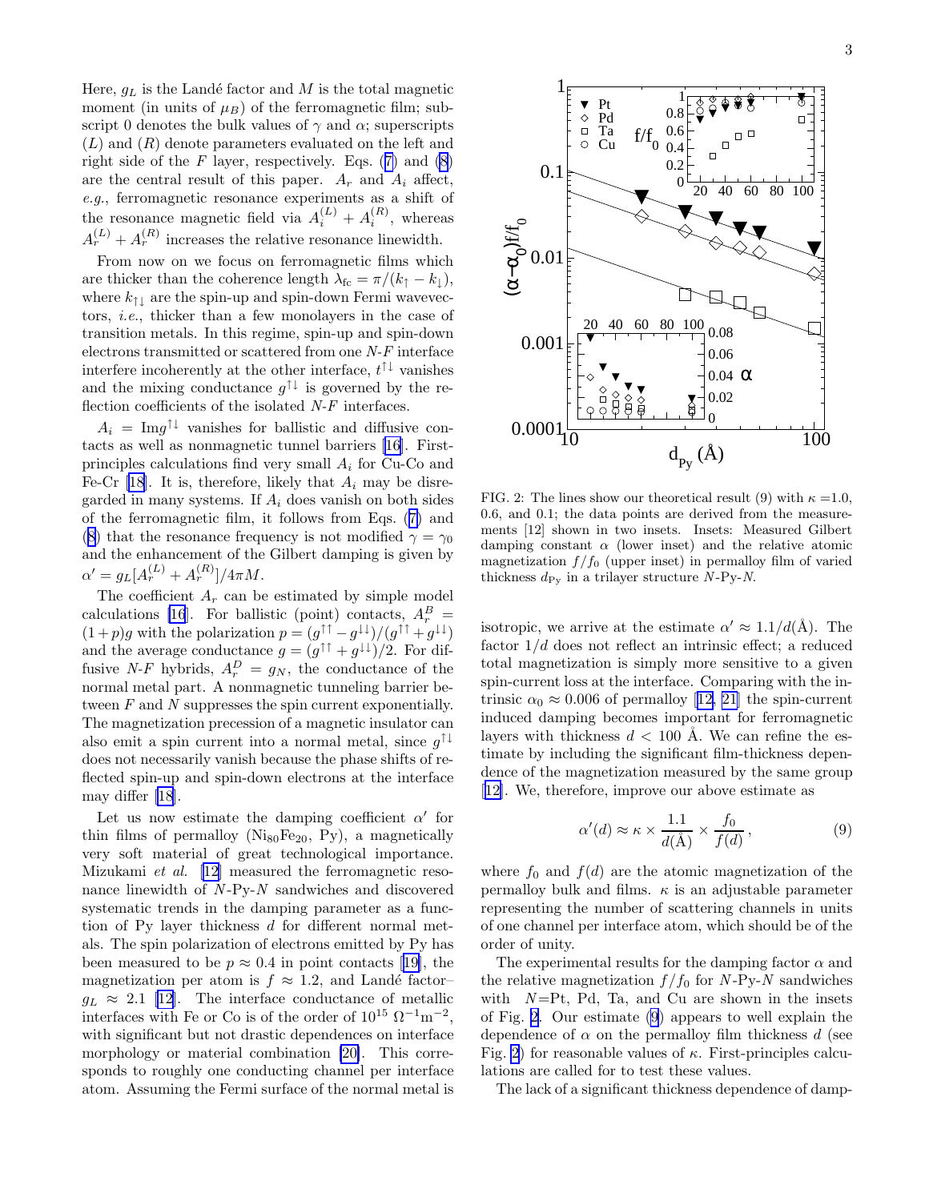Here, $g_L$ is the Landé factor and $M$ is the total magnetic moment (in units of $\mu_B$) of the ferromagnetic film; subscript 0 denotes the bulk values of $\gamma$ and $\alpha$; superscripts $(L)$ and $(R)$ denote parameters evaluated on the left and right side of the $F$ layer, respectively. Eqs. (7) and (8) are the central result of this paper. $A_r$ and $A_i$ affect, *e.g.*, ferromagnetic resonance experiments as a shift of the resonance magnetic field via $A_i^{(L)} + A_i^{(R)}$, whereas $A_r^{(L)} + A_r^{(R)}$ increases the relative resonance linewidth.

From now on we focus on ferromagnetic films which are thicker than the coherence length $\lambda_{\rm fc} = \pi/(k_\uparrow - k_\downarrow)$, where $k_{\uparrow\downarrow}$ are the spin-up and spin-down Fermi wavevectors, *i.e.*, thicker than a few monolayers in the case of transition metals. In this regime, spin-up and spin-down electrons transmitted or scattered from one $N$-$F$ interface interfere incoherently at the other interface, $t^{\uparrow\downarrow}$ vanishes and the mixing conductance $g^{\uparrow\downarrow}$ is governed by the reflection coefficients of the isolated $N$-$F$ interfaces.

$A_i = \mathrm{Im} g^{\uparrow\downarrow}$ vanishes for ballistic and diffusive contacts as well as nonmagnetic tunnel barriers [16]. First-principles calculations find very small $A_i$ for Cu-Co and Fe-Cr [18]. It is, therefore, likely that $A_i$ may be disregarded in many systems. If $A_i$ does vanish on both sides of the ferromagnetic film, it follows from Eqs. (7) and (8) that the resonance frequency is not modified $\gamma = \gamma_0$ and the enhancement of the Gilbert damping is given by $\alpha' = g_L[A_r^{(L)} + A_r^{(R)}]/4\pi M$.

The coefficient $A_r$ can be estimated by simple model calculations [16]. For ballistic (point) contacts, $A_r^B = (1+p)g$ with the polarization $p = (g^{\uparrow\uparrow} - g^{\downarrow\downarrow})/(g^{\uparrow\uparrow} + g^{\downarrow\downarrow})$ and the average conductance $g = (g^{\uparrow\uparrow} + g^{\downarrow\downarrow})/2$. For diffusive $N$-$F$ hybrids, $A_r^D = g_N$, the conductance of the normal metal part. A nonmagnetic tunneling barrier between $F$ and $N$ suppresses the spin current exponentially. The magnetization precession of a magnetic insulator can also emit a spin current into a normal metal, since $g^{\uparrow\downarrow}$ does not necessarily vanish because the phase shifts of reflected spin-up and spin-down electrons at the interface may differ [18].

Let us now estimate the damping coefficient $\alpha'$ for thin films of permalloy ($Ni_{80}Fe_{20}$, Py), a magnetically very soft material of great technological importance. Mizukami *et al.* [12] measured the ferromagnetic resonance linewidth of $N$-Py-$N$ sandwiches and discovered systematic trends in the damping parameter as a function of Py layer thickness $d$ for different normal metals. The spin polarization of electrons emitted by Py has been measured to be $p \approx 0.4$ in point contacts [19], the magnetization per atom is $f \approx 1.2$, and Landé factor–$g_L \approx 2.1$ [12]. The interface conductance of metallic interfaces with Fe or Co is of the order of $10^{15}\ \Omega^{-1}\mathrm{m}^{-2}$, with significant but not drastic dependences on interface morphology or material combination [20]. This corresponds to roughly one conducting channel per interface atom. Assuming the Fermi surface of the normal metal is isotropic, we arrive at the estimate $\alpha' \approx 1.1/d(\text{Å})$. The factor $1/d$ does not reflect an intrinsic effect; a reduced total magnetization is simply more sensitive to a given spin-current loss at the interface. Comparing with the intrinsic $\alpha_0 \approx 0.006$ of permalloy [12, 21] the spin-current induced damping becomes important for ferromagnetic layers with thickness $d < 100$ Å. We can refine the estimate by including the significant film-thickness dependence of the magnetization measured by the same group [12]. We, therefore, improve our above estimate as

$$\alpha'(d) \approx \kappa \times \frac{1.1}{d(\text{Å})} \times \frac{f_0}{f(d)}\,, \tag{9}$$

where $f_0$ and $f(d)$ are the atomic magnetization of the permalloy bulk and films. $\kappa$ is an adjustable parameter representing the number of scattering channels in units of one channel per interface atom, which should be of the order of unity.

FIG. 2: The lines show our theoretical result (9) with $\kappa$ =1.0, 0.6, and 0.1; the data points are derived from the measurements [12] shown in two insets. Insets: Measured Gilbert damping constant $\alpha$ (lower inset) and the relative atomic magnetization $f/f_0$ (upper inset) in permalloy film of varied thickness $d_{\rm Py}$ in a trilayer structure $N$-Py-$N$.

The experimental results for the damping factor $\alpha$ and the relative magnetization $f/f_0$ for $N$-Py-$N$ sandwiches with $N$=Pt, Pd, Ta, and Cu are shown in the insets of Fig. 2. Our estimate (9) appears to well explain the dependence of $\alpha$ on the permalloy film thickness $d$ (see Fig. 2) for reasonable values of $\kappa$. First-principles calculations are called for to test these values.

The lack of a significant thickness dependence of damp-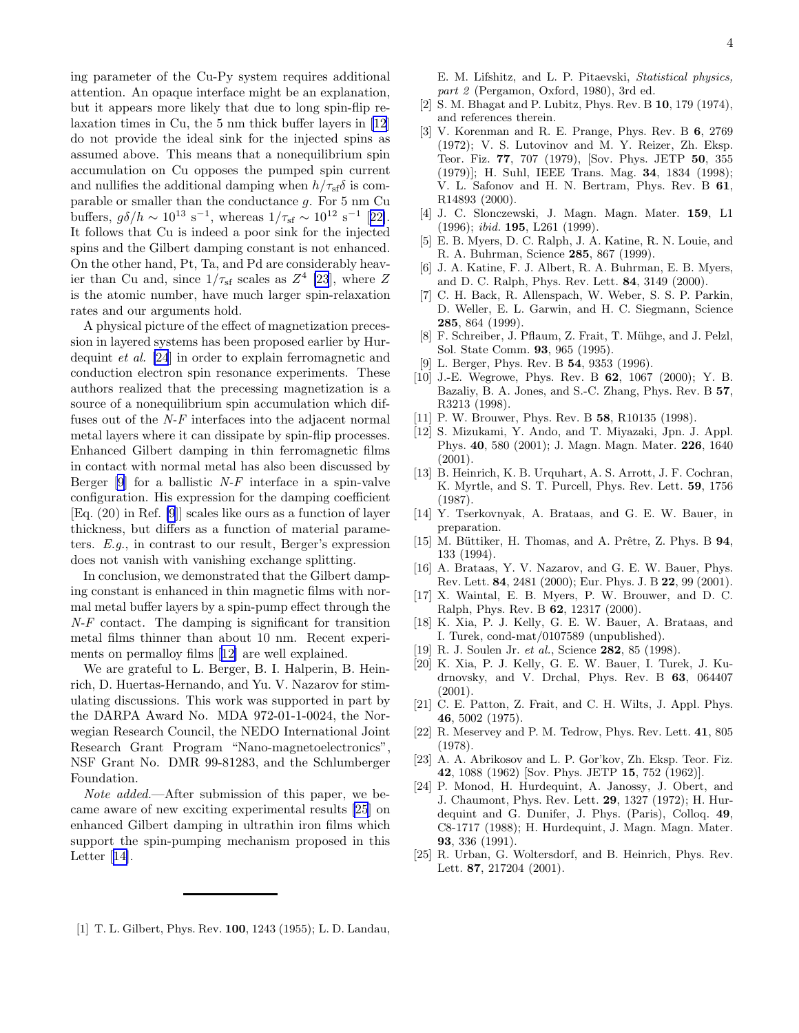ing parameter of the Cu-Py system requires additional attention. An opaque interface might be an explanation, but it appears more likely that due to long spin-flip relaxation times in Cu, the 5 nm thick buffer layers in [12] do not provide the ideal sink for the injected spins as assumed above. This means that a nonequilibrium spin accumulation on Cu opposes the pumped spin current and nullifies the additional damping when $h/\tau_{\rm sf}\delta$ is comparable or smaller than the conductance $g$. For 5 nm Cu buffers, $g\delta/h \sim 10^{13}$ s$^{-1}$, whereas $1/\tau_{\rm sf} \sim 10^{12}$ s$^{-1}$ [22]. It follows that Cu is indeed a poor sink for the injected spins and the Gilbert damping constant is not enhanced. On the other hand, Pt, Ta, and Pd are considerably heavier than Cu and, since $1/\tau_{\rm sf}$ scales as $Z^4$ [23], where $Z$ is the atomic number, have much larger spin-relaxation rates and our arguments hold.

A physical picture of the effect of magnetization precession in layered systems has been proposed earlier by Hurdequint *et al.* [24] in order to explain ferromagnetic and conduction electron spin resonance experiments. These authors realized that the precessing magnetization is a source of a nonequilibrium spin accumulation which diffuses out of the *N-F* interfaces into the adjacent normal metal layers where it can dissipate by spin-flip processes. Enhanced Gilbert damping in thin ferromagnetic films in contact with normal metal has also been discussed by Berger [9] for a ballistic *N-F* interface in a spin-valve configuration. His expression for the damping coefficient [Eq. (20) in Ref. [9]] scales like ours as a function of layer thickness, but differs as a function of material parameters. *E.g.*, in contrast to our result, Berger's expression does not vanish with vanishing exchange splitting.

In conclusion, we demonstrated that the Gilbert damping constant is enhanced in thin magnetic films with normal metal buffer layers by a spin-pump effect through the *N-F* contact. The damping is significant for transition metal films thinner than about 10 nm. Recent experiments on permalloy films [12] are well explained.

We are grateful to L. Berger, B. I. Halperin, B. Heinrich, D. Huertas-Hernando, and Yu. V. Nazarov for stimulating discussions. This work was supported in part by the DARPA Award No. MDA 972-01-1-0024, the Norwegian Research Council, the NEDO International Joint Research Grant Program "Nano-magnetoelectronics", NSF Grant No. DMR 99-81283, and the Schlumberger Foundation.

*Note added.*—After submission of this paper, we became aware of new exciting experimental results [25] on enhanced Gilbert damping in ultrathin iron films which support the spin-pumping mechanism proposed in this Letter [14].

---

[1] T. L. Gilbert, Phys. Rev. **100**, 1243 (1955); L. D. Landau, E. M. Lifshitz, and L. P. Pitaevski, *Statistical physics, part 2* (Pergamon, Oxford, 1980), 3rd ed.

[2] S. M. Bhagat and P. Lubitz, Phys. Rev. B **10**, 179 (1974), and references therein.

[3] V. Korenman and R. E. Prange, Phys. Rev. B **6**, 2769 (1972); V. S. Lutovinov and M. Y. Reizer, Zh. Eksp. Teor. Fiz. **77**, 707 (1979), [Sov. Phys. JETP **50**, 355 (1979)]; H. Suhl, IEEE Trans. Mag. **34**, 1834 (1998); V. L. Safonov and H. N. Bertram, Phys. Rev. B **61**, R14893 (2000).

[4] J. C. Slonczewski, J. Magn. Magn. Mater. **159**, L1 (1996); *ibid.* **195**, L261 (1999).

[5] E. B. Myers, D. C. Ralph, J. A. Katine, R. N. Louie, and R. A. Buhrman, Science **285**, 867 (1999).

[6] J. A. Katine, F. J. Albert, R. A. Buhrman, E. B. Myers, and D. C. Ralph, Phys. Rev. Lett. **84**, 3149 (2000).

[7] C. H. Back, R. Allenspach, W. Weber, S. S. P. Parkin, D. Weller, E. L. Garwin, and H. C. Siegmann, Science **285**, 864 (1999).

[8] F. Schreiber, J. Pflaum, Z. Frait, T. Mühge, and J. Pelzl, Sol. State Comm. **93**, 965 (1995).

[9] L. Berger, Phys. Rev. B **54**, 9353 (1996).

[10] J.-E. Wegrowe, Phys. Rev. B **62**, 1067 (2000); Y. B. Bazaliy, B. A. Jones, and S.-C. Zhang, Phys. Rev. B **57**, R3213 (1998).

[11] P. W. Brouwer, Phys. Rev. B **58**, R10135 (1998).

[12] S. Mizukami, Y. Ando, and T. Miyazaki, Jpn. J. Appl. Phys. **40**, 580 (2001); J. Magn. Magn. Mater. **226**, 1640 (2001).

[13] B. Heinrich, K. B. Urquhart, A. S. Arrott, J. F. Cochran, K. Myrtle, and S. T. Purcell, Phys. Rev. Lett. **59**, 1756 (1987).

[14] Y. Tserkovnyak, A. Brataas, and G. E. W. Bauer, in preparation.

[15] M. Büttiker, H. Thomas, and A. Prêtre, Z. Phys. B **94**, 133 (1994).

[16] A. Brataas, Y. V. Nazarov, and G. E. W. Bauer, Phys. Rev. Lett. **84**, 2481 (2000); Eur. Phys. J. B **22**, 99 (2001).

[17] X. Waintal, E. B. Myers, P. W. Brouwer, and D. C. Ralph, Phys. Rev. B **62**, 12317 (2000).

[18] K. Xia, P. J. Kelly, G. E. W. Bauer, A. Brataas, and I. Turek, cond-mat/0107589 (unpublished).

[19] R. J. Soulen Jr. *et al.*, Science **282**, 85 (1998).

[20] K. Xia, P. J. Kelly, G. E. W. Bauer, I. Turek, J. Kudrnovsky, and V. Drchal, Phys. Rev. B **63**, 064407 (2001).

[21] C. E. Patton, Z. Frait, and C. H. Wilts, J. Appl. Phys. **46**, 5002 (1975).

[22] R. Meservey and P. M. Tedrow, Phys. Rev. Lett. **41**, 805 (1978).

[23] A. A. Abrikosov and L. P. Gor'kov, Zh. Eksp. Teor. Fiz. **42**, 1088 (1962) [Sov. Phys. JETP **15**, 752 (1962)].

[24] P. Monod, H. Hurdequint, A. Janossy, J. Obert, and J. Chaumont, Phys. Rev. Lett. **29**, 1327 (1972); H. Hurdequint and G. Dunifer, J. Phys. (Paris), Colloq. **49**, C8-1717 (1988); H. Hurdequint, J. Magn. Magn. Mater. **93**, 336 (1991).

[25] R. Urban, G. Woltersdorf, and B. Heinrich, Phys. Rev. Lett. **87**, 217204 (2001).